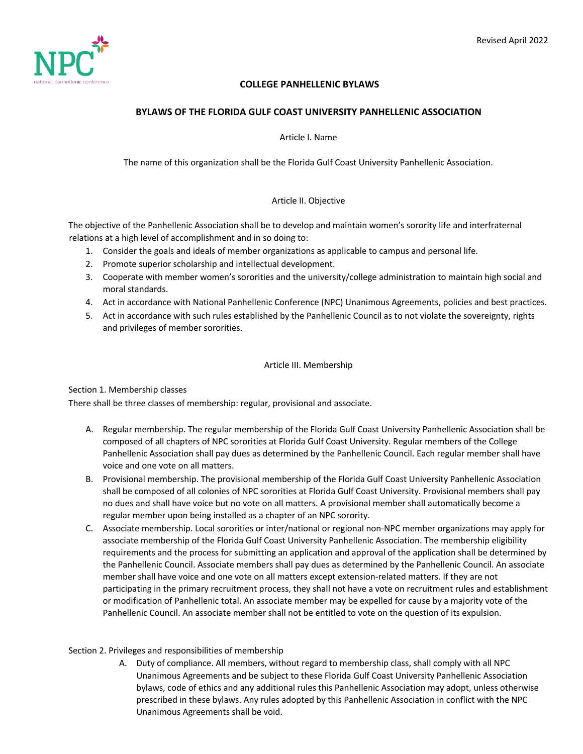Revised April 2022

# COLLEGE PANHELLENIC BYLAWS

## BYLAWS OF THE FLORIDA GULF COAST UNIVERSITY PANHELLENIC ASSOCIATION

### Article I. Name

The name of this organization shall be the Florida Gulf Coast University Panhellenic Association.

### Article II. Objective

The objective of the Panhellenic Association shall be to develop and maintain women's sorority life and interfraternal relations at a high level of accomplishment and in so doing to:

1. Consider the goals and ideals of member organizations as applicable to campus and personal life.
2. Promote superior scholarship and intellectual development.
3. Cooperate with member women's sororities and the university/college administration to maintain high social and moral standards.
4. Act in accordance with National Panhellenic Conference (NPC) Unanimous Agreements, policies and best practices.
5. Act in accordance with such rules established by the Panhellenic Council as to not violate the sovereignty, rights and privileges of member sororities.

### Article III. Membership

Section 1. Membership classes

There shall be three classes of membership: regular, provisional and associate.

A. Regular membership. The regular membership of the Florida Gulf Coast University Panhellenic Association shall be composed of all chapters of NPC sororities at Florida Gulf Coast University. Regular members of the College Panhellenic Association shall pay dues as determined by the Panhellenic Council. Each regular member shall have voice and one vote on all matters.

B. Provisional membership. The provisional membership of the Florida Gulf Coast University Panhellenic Association shall be composed of all colonies of NPC sororities at Florida Gulf Coast University. Provisional members shall pay no dues and shall have voice but no vote on all matters. A provisional member shall automatically become a regular member upon being installed as a chapter of an NPC sorority.

C. Associate membership. Local sororities or inter/national or regional non-NPC member organizations may apply for associate membership of the Florida Gulf Coast University Panhellenic Association. The membership eligibility requirements and the process for submitting an application and approval of the application shall be determined by the Panhellenic Council. Associate members shall pay dues as determined by the Panhellenic Council. An associate member shall have voice and one vote on all matters except extension-related matters. If they are not participating in the primary recruitment process, they shall not have a vote on recruitment rules and establishment or modification of Panhellenic total. An associate member may be expelled for cause by a majority vote of the Panhellenic Council. An associate member shall not be entitled to vote on the question of its expulsion.

Section 2. Privileges and responsibilities of membership

A. Duty of compliance. All members, without regard to membership class, shall comply with all NPC Unanimous Agreements and be subject to these Florida Gulf Coast University Panhellenic Association bylaws, code of ethics and any additional rules this Panhellenic Association may adopt, unless otherwise prescribed in these bylaws. Any rules adopted by this Panhellenic Association in conflict with the NPC Unanimous Agreements shall be void.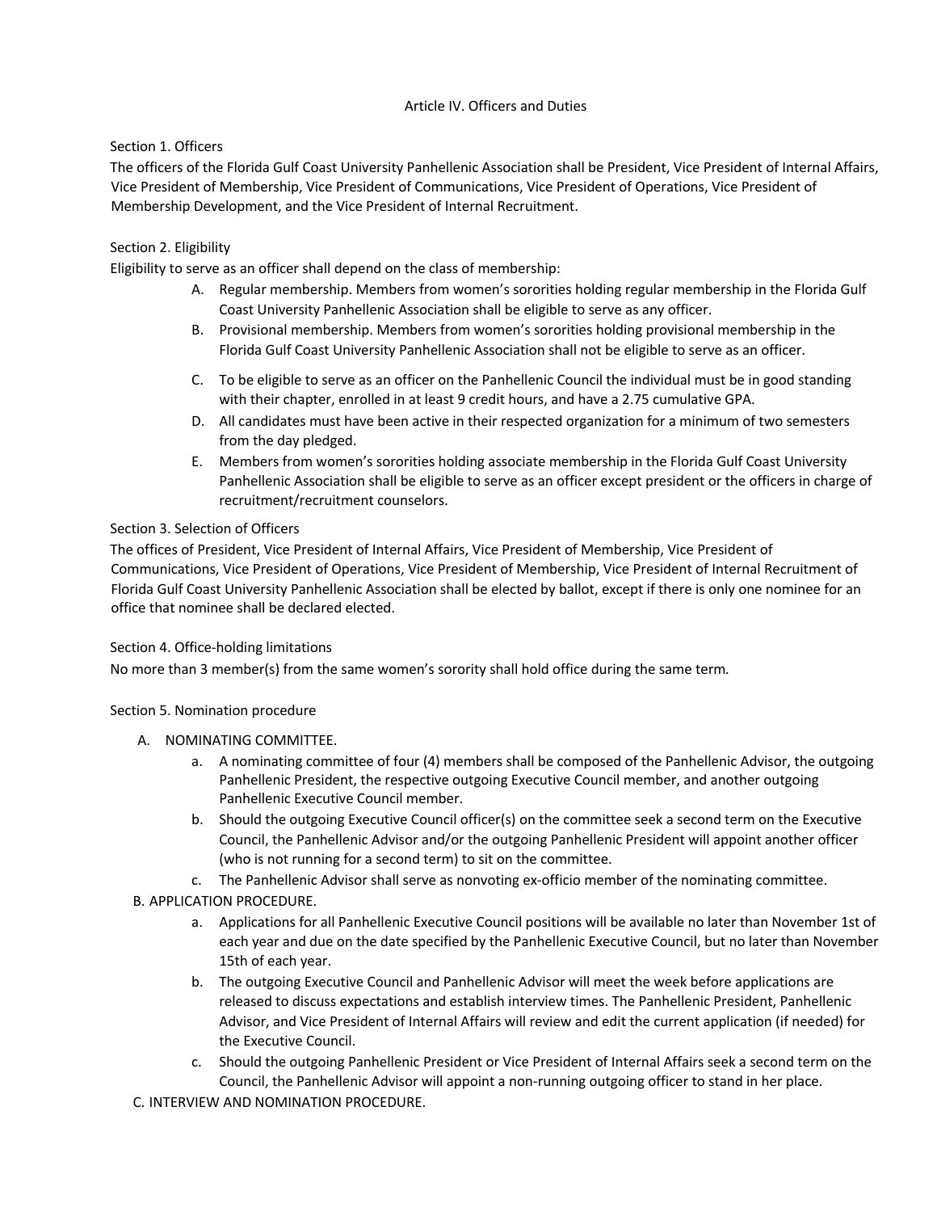## Article IV. Officers and Duties

### Section 1. Officers

The officers of the Florida Gulf Coast University Panhellenic Association shall be President, Vice President of Internal Affairs, Vice President of Membership, Vice President of Communications, Vice President of Operations, Vice President of Membership Development, and the Vice President of Internal Recruitment.

### Section 2. Eligibility

Eligibility to serve as an officer shall depend on the class of membership:

A. Regular membership. Members from women's sororities holding regular membership in the Florida Gulf Coast University Panhellenic Association shall be eligible to serve as any officer.

B. Provisional membership. Members from women's sororities holding provisional membership in the Florida Gulf Coast University Panhellenic Association shall not be eligible to serve as an officer.

C. To be eligible to serve as an officer on the Panhellenic Council the individual must be in good standing with their chapter, enrolled in at least 9 credit hours, and have a 2.75 cumulative GPA.

D. All candidates must have been active in their respected organization for a minimum of two semesters from the day pledged.

E. Members from women's sororities holding associate membership in the Florida Gulf Coast University Panhellenic Association shall be eligible to serve as an officer except president or the officers in charge of recruitment/recruitment counselors.

### Section 3. Selection of Officers

The offices of President, Vice President of Internal Affairs, Vice President of Membership, Vice President of Communications, Vice President of Operations, Vice President of Membership, Vice President of Internal Recruitment of Florida Gulf Coast University Panhellenic Association shall be elected by ballot, except if there is only one nominee for an office that nominee shall be declared elected.

### Section 4. Office-holding limitations

No more than 3 member(s) from the same women's sorority shall hold office during the same term.

### Section 5. Nomination procedure

A. NOMINATING COMMITTEE.

a. A nominating committee of four (4) members shall be composed of the Panhellenic Advisor, the outgoing Panhellenic President, the respective outgoing Executive Council member, and another outgoing Panhellenic Executive Council member.

b. Should the outgoing Executive Council officer(s) on the committee seek a second term on the Executive Council, the Panhellenic Advisor and/or the outgoing Panhellenic President will appoint another officer (who is not running for a second term) to sit on the committee.

c. The Panhellenic Advisor shall serve as nonvoting ex-officio member of the nominating committee.

B. APPLICATION PROCEDURE.

a. Applications for all Panhellenic Executive Council positions will be available no later than November 1st of each year and due on the date specified by the Panhellenic Executive Council, but no later than November 15th of each year.

b. The outgoing Executive Council and Panhellenic Advisor will meet the week before applications are released to discuss expectations and establish interview times. The Panhellenic President, Panhellenic Advisor, and Vice President of Internal Affairs will review and edit the current application (if needed) for the Executive Council.

c. Should the outgoing Panhellenic President or Vice President of Internal Affairs seek a second term on the Council, the Panhellenic Advisor will appoint a non-running outgoing officer to stand in her place.

C. INTERVIEW AND NOMINATION PROCEDURE.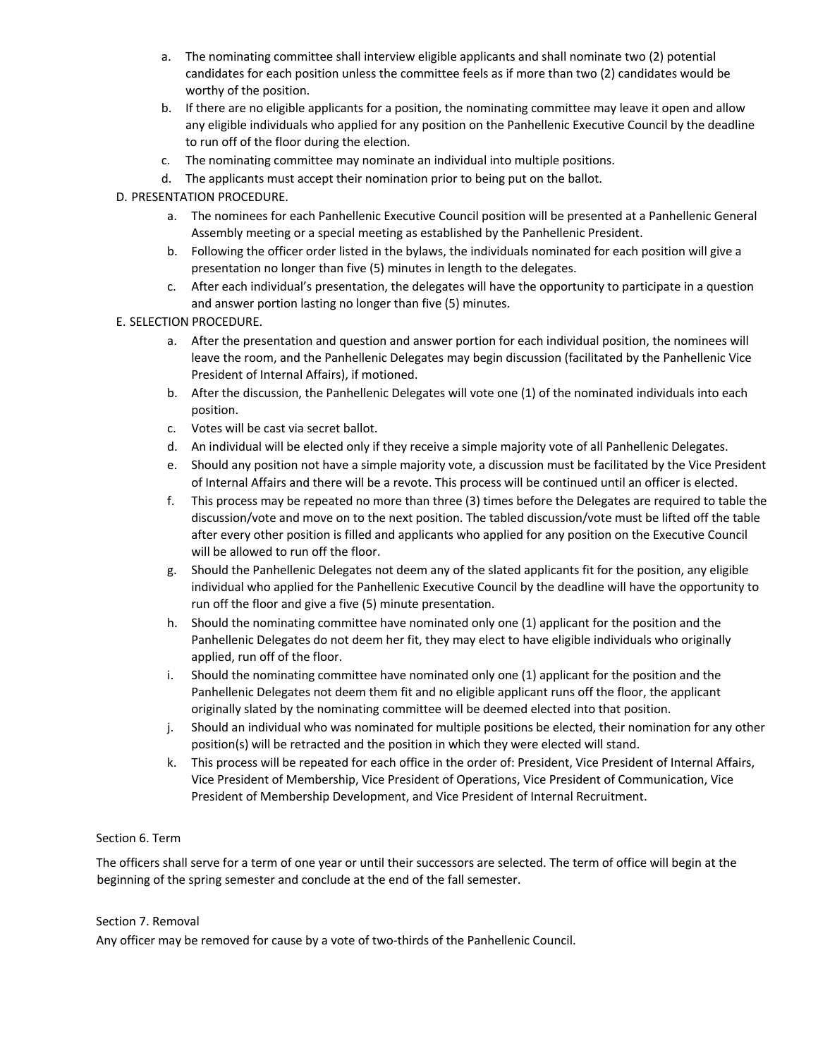a. The nominating committee shall interview eligible applicants and shall nominate two (2) potential candidates for each position unless the committee feels as if more than two (2) candidates would be worthy of the position.
b. If there are no eligible applicants for a position, the nominating committee may leave it open and allow any eligible individuals who applied for any position on the Panhellenic Executive Council by the deadline to run off of the floor during the election.
c. The nominating committee may nominate an individual into multiple positions.
d. The applicants must accept their nomination prior to being put on the ballot.

D. PRESENTATION PROCEDURE.

a. The nominees for each Panhellenic Executive Council position will be presented at a Panhellenic General Assembly meeting or a special meeting as established by the Panhellenic President.
b. Following the officer order listed in the bylaws, the individuals nominated for each position will give a presentation no longer than five (5) minutes in length to the delegates.
c. After each individual's presentation, the delegates will have the opportunity to participate in a question and answer portion lasting no longer than five (5) minutes.

E. SELECTION PROCEDURE.

a. After the presentation and question and answer portion for each individual position, the nominees will leave the room, and the Panhellenic Delegates may begin discussion (facilitated by the Panhellenic Vice President of Internal Affairs), if motioned.
b. After the discussion, the Panhellenic Delegates will vote one (1) of the nominated individuals into each position.
c. Votes will be cast via secret ballot.
d. An individual will be elected only if they receive a simple majority vote of all Panhellenic Delegates.
e. Should any position not have a simple majority vote, a discussion must be facilitated by the Vice President of Internal Affairs and there will be a revote. This process will be continued until an officer is elected.
f. This process may be repeated no more than three (3) times before the Delegates are required to table the discussion/vote and move on to the next position. The tabled discussion/vote must be lifted off the table after every other position is filled and applicants who applied for any position on the Executive Council will be allowed to run off the floor.
g. Should the Panhellenic Delegates not deem any of the slated applicants fit for the position, any eligible individual who applied for the Panhellenic Executive Council by the deadline will have the opportunity to run off the floor and give a five (5) minute presentation.
h. Should the nominating committee have nominated only one (1) applicant for the position and the Panhellenic Delegates do not deem her fit, they may elect to have eligible individuals who originally applied, run off of the floor.
i. Should the nominating committee have nominated only one (1) applicant for the position and the Panhellenic Delegates not deem them fit and no eligible applicant runs off the floor, the applicant originally slated by the nominating committee will be deemed elected into that position.
j. Should an individual who was nominated for multiple positions be elected, their nomination for any other position(s) will be retracted and the position in which they were elected will stand.
k. This process will be repeated for each office in the order of: President, Vice President of Internal Affairs, Vice President of Membership, Vice President of Operations, Vice President of Communication, Vice President of Membership Development, and Vice President of Internal Recruitment.

Section 6. Term

The officers shall serve for a term of one year or until their successors are selected. The term of office will begin at the beginning of the spring semester and conclude at the end of the fall semester.

Section 7. Removal

Any officer may be removed for cause by a vote of two-thirds of the Panhellenic Council.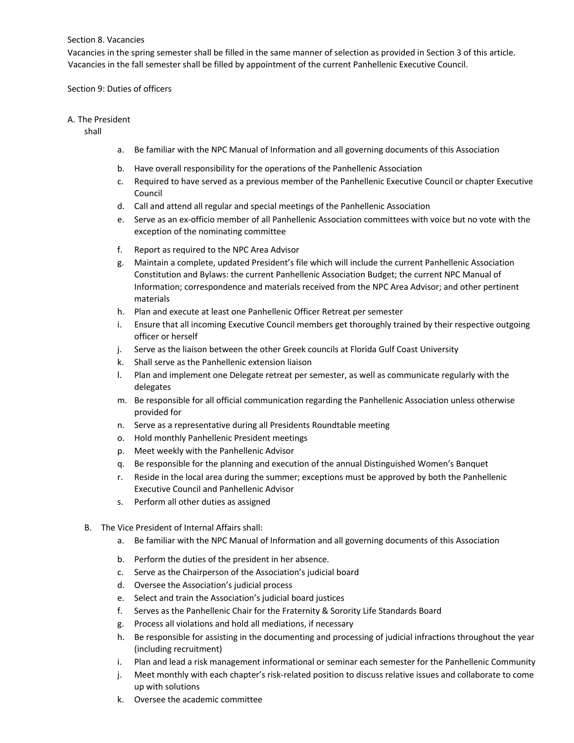Section 8. Vacancies

Vacancies in the spring semester shall be filled in the same manner of selection as provided in Section 3 of this article. Vacancies in the fall semester shall be filled by appointment of the current Panhellenic Executive Council.

Section 9: Duties of officers

A. The President shall

a. Be familiar with the NPC Manual of Information and all governing documents of this Association
b. Have overall responsibility for the operations of the Panhellenic Association
c. Required to have served as a previous member of the Panhellenic Executive Council or chapter Executive Council
d. Call and attend all regular and special meetings of the Panhellenic Association
e. Serve as an ex-officio member of all Panhellenic Association committees with voice but no vote with the exception of the nominating committee
f. Report as required to the NPC Area Advisor
g. Maintain a complete, updated President's file which will include the current Panhellenic Association Constitution and Bylaws: the current Panhellenic Association Budget; the current NPC Manual of Information; correspondence and materials received from the NPC Area Advisor; and other pertinent materials
h. Plan and execute at least one Panhellenic Officer Retreat per semester
i. Ensure that all incoming Executive Council members get thoroughly trained by their respective outgoing officer or herself
j. Serve as the liaison between the other Greek councils at Florida Gulf Coast University
k. Shall serve as the Panhellenic extension liaison
l. Plan and implement one Delegate retreat per semester, as well as communicate regularly with the delegates
m. Be responsible for all official communication regarding the Panhellenic Association unless otherwise provided for
n. Serve as a representative during all Presidents Roundtable meeting
o. Hold monthly Panhellenic President meetings
p. Meet weekly with the Panhellenic Advisor
q. Be responsible for the planning and execution of the annual Distinguished Women's Banquet
r. Reside in the local area during the summer; exceptions must be approved by both the Panhellenic Executive Council and Panhellenic Advisor
s. Perform all other duties as assigned

B. The Vice President of Internal Affairs shall:

a. Be familiar with the NPC Manual of Information and all governing documents of this Association
b. Perform the duties of the president in her absence.
c. Serve as the Chairperson of the Association's judicial board
d. Oversee the Association's judicial process
e. Select and train the Association's judicial board justices
f. Serves as the Panhellenic Chair for the Fraternity & Sorority Life Standards Board
g. Process all violations and hold all mediations, if necessary
h. Be responsible for assisting in the documenting and processing of judicial infractions throughout the year (including recruitment)
i. Plan and lead a risk management informational or seminar each semester for the Panhellenic Community
j. Meet monthly with each chapter's risk-related position to discuss relative issues and collaborate to come up with solutions
k. Oversee the academic committee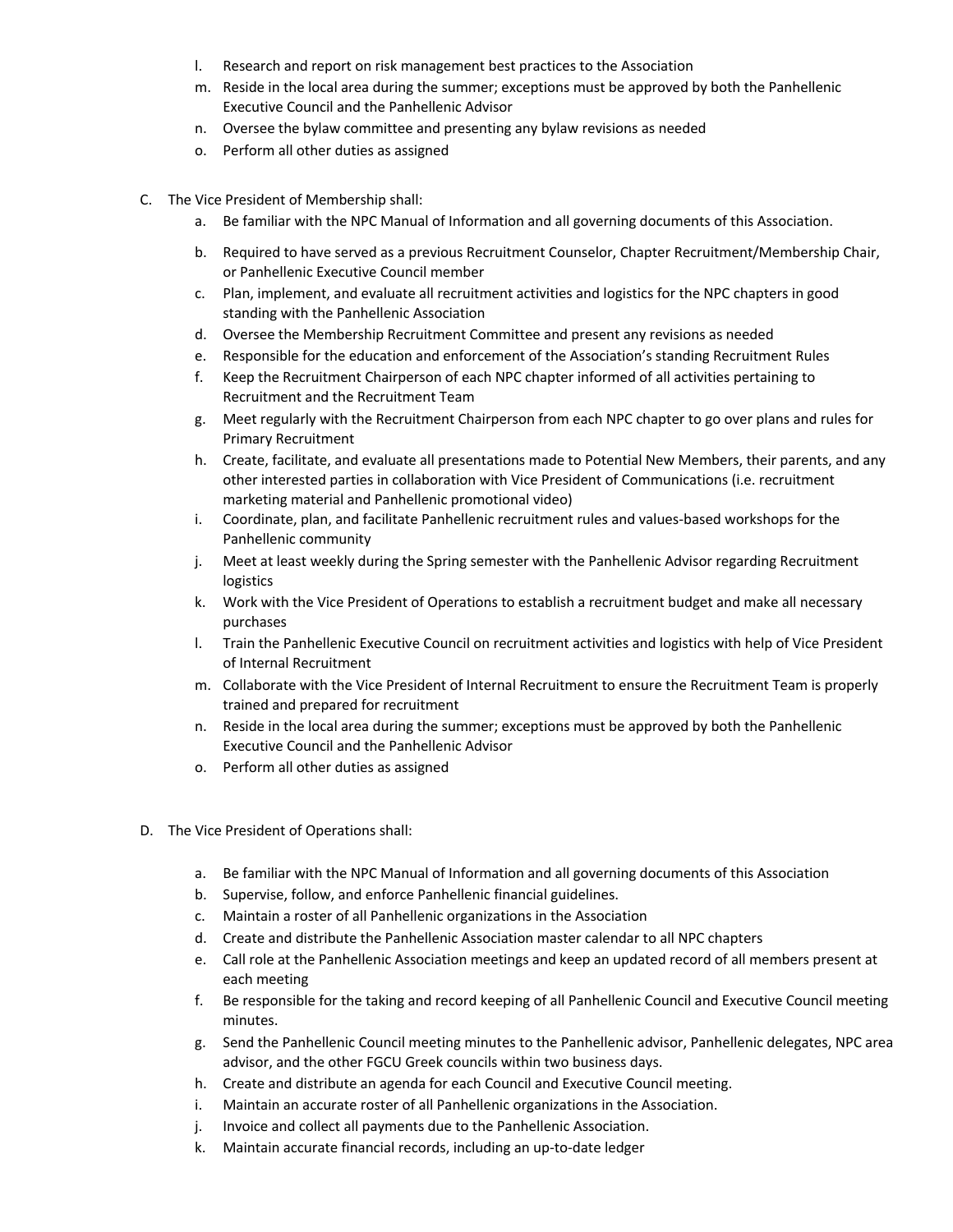l. Research and report on risk management best practices to the Association
m. Reside in the local area during the summer; exceptions must be approved by both the Panhellenic Executive Council and the Panhellenic Advisor
n. Oversee the bylaw committee and presenting any bylaw revisions as needed
o. Perform all other duties as assigned

C. The Vice President of Membership shall:

a. Be familiar with the NPC Manual of Information and all governing documents of this Association.
b. Required to have served as a previous Recruitment Counselor, Chapter Recruitment/Membership Chair, or Panhellenic Executive Council member
c. Plan, implement, and evaluate all recruitment activities and logistics for the NPC chapters in good standing with the Panhellenic Association
d. Oversee the Membership Recruitment Committee and present any revisions as needed
e. Responsible for the education and enforcement of the Association's standing Recruitment Rules
f. Keep the Recruitment Chairperson of each NPC chapter informed of all activities pertaining to Recruitment and the Recruitment Team
g. Meet regularly with the Recruitment Chairperson from each NPC chapter to go over plans and rules for Primary Recruitment
h. Create, facilitate, and evaluate all presentations made to Potential New Members, their parents, and any other interested parties in collaboration with Vice President of Communications (i.e. recruitment marketing material and Panhellenic promotional video)
i. Coordinate, plan, and facilitate Panhellenic recruitment rules and values-based workshops for the Panhellenic community
j. Meet at least weekly during the Spring semester with the Panhellenic Advisor regarding Recruitment logistics
k. Work with the Vice President of Operations to establish a recruitment budget and make all necessary purchases
l. Train the Panhellenic Executive Council on recruitment activities and logistics with help of Vice President of Internal Recruitment
m. Collaborate with the Vice President of Internal Recruitment to ensure the Recruitment Team is properly trained and prepared for recruitment
n. Reside in the local area during the summer; exceptions must be approved by both the Panhellenic Executive Council and the Panhellenic Advisor
o. Perform all other duties as assigned

D. The Vice President of Operations shall:

a. Be familiar with the NPC Manual of Information and all governing documents of this Association
b. Supervise, follow, and enforce Panhellenic financial guidelines.
c. Maintain a roster of all Panhellenic organizations in the Association
d. Create and distribute the Panhellenic Association master calendar to all NPC chapters
e. Call role at the Panhellenic Association meetings and keep an updated record of all members present at each meeting
f. Be responsible for the taking and record keeping of all Panhellenic Council and Executive Council meeting minutes.
g. Send the Panhellenic Council meeting minutes to the Panhellenic advisor, Panhellenic delegates, NPC area advisor, and the other FGCU Greek councils within two business days.
h. Create and distribute an agenda for each Council and Executive Council meeting.
i. Maintain an accurate roster of all Panhellenic organizations in the Association.
j. Invoice and collect all payments due to the Panhellenic Association.
k. Maintain accurate financial records, including an up-to-date ledger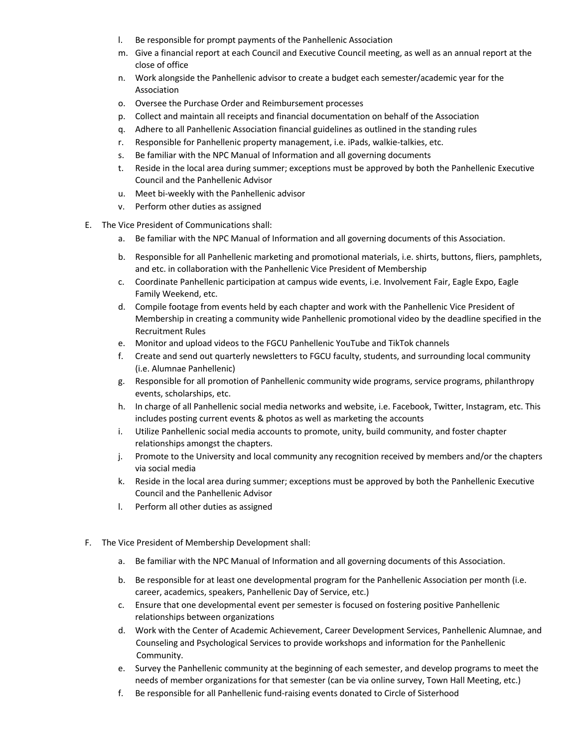l. Be responsible for prompt payments of the Panhellenic Association
m. Give a financial report at each Council and Executive Council meeting, as well as an annual report at the close of office
n. Work alongside the Panhellenic advisor to create a budget each semester/academic year for the Association
o. Oversee the Purchase Order and Reimbursement processes
p. Collect and maintain all receipts and financial documentation on behalf of the Association
q. Adhere to all Panhellenic Association financial guidelines as outlined in the standing rules
r. Responsible for Panhellenic property management, i.e. iPads, walkie-talkies, etc.
s. Be familiar with the NPC Manual of Information and all governing documents
t. Reside in the local area during summer; exceptions must be approved by both the Panhellenic Executive Council and the Panhellenic Advisor
u. Meet bi-weekly with the Panhellenic advisor
v. Perform other duties as assigned

E. The Vice President of Communications shall:

a. Be familiar with the NPC Manual of Information and all governing documents of this Association.
b. Responsible for all Panhellenic marketing and promotional materials, i.e. shirts, buttons, fliers, pamphlets, and etc. in collaboration with the Panhellenic Vice President of Membership
c. Coordinate Panhellenic participation at campus wide events, i.e. Involvement Fair, Eagle Expo, Eagle Family Weekend, etc.
d. Compile footage from events held by each chapter and work with the Panhellenic Vice President of Membership in creating a community wide Panhellenic promotional video by the deadline specified in the Recruitment Rules
e. Monitor and upload videos to the FGCU Panhellenic YouTube and TikTok channels
f. Create and send out quarterly newsletters to FGCU faculty, students, and surrounding local community (i.e. Alumnae Panhellenic)
g. Responsible for all promotion of Panhellenic community wide programs, service programs, philanthropy events, scholarships, etc.
h. In charge of all Panhellenic social media networks and website, i.e. Facebook, Twitter, Instagram, etc. This includes posting current events & photos as well as marketing the accounts
i. Utilize Panhellenic social media accounts to promote, unity, build community, and foster chapter relationships amongst the chapters.
j. Promote to the University and local community any recognition received by members and/or the chapters via social media
k. Reside in the local area during summer; exceptions must be approved by both the Panhellenic Executive Council and the Panhellenic Advisor
l. Perform all other duties as assigned

F. The Vice President of Membership Development shall:

a. Be familiar with the NPC Manual of Information and all governing documents of this Association.
b. Be responsible for at least one developmental program for the Panhellenic Association per month (i.e. career, academics, speakers, Panhellenic Day of Service, etc.)
c. Ensure that one developmental event per semester is focused on fostering positive Panhellenic relationships between organizations
d. Work with the Center of Academic Achievement, Career Development Services, Panhellenic Alumnae, and Counseling and Psychological Services to provide workshops and information for the Panhellenic Community.
e. Survey the Panhellenic community at the beginning of each semester, and develop programs to meet the needs of member organizations for that semester (can be via online survey, Town Hall Meeting, etc.)
f. Be responsible for all Panhellenic fund-raising events donated to Circle of Sisterhood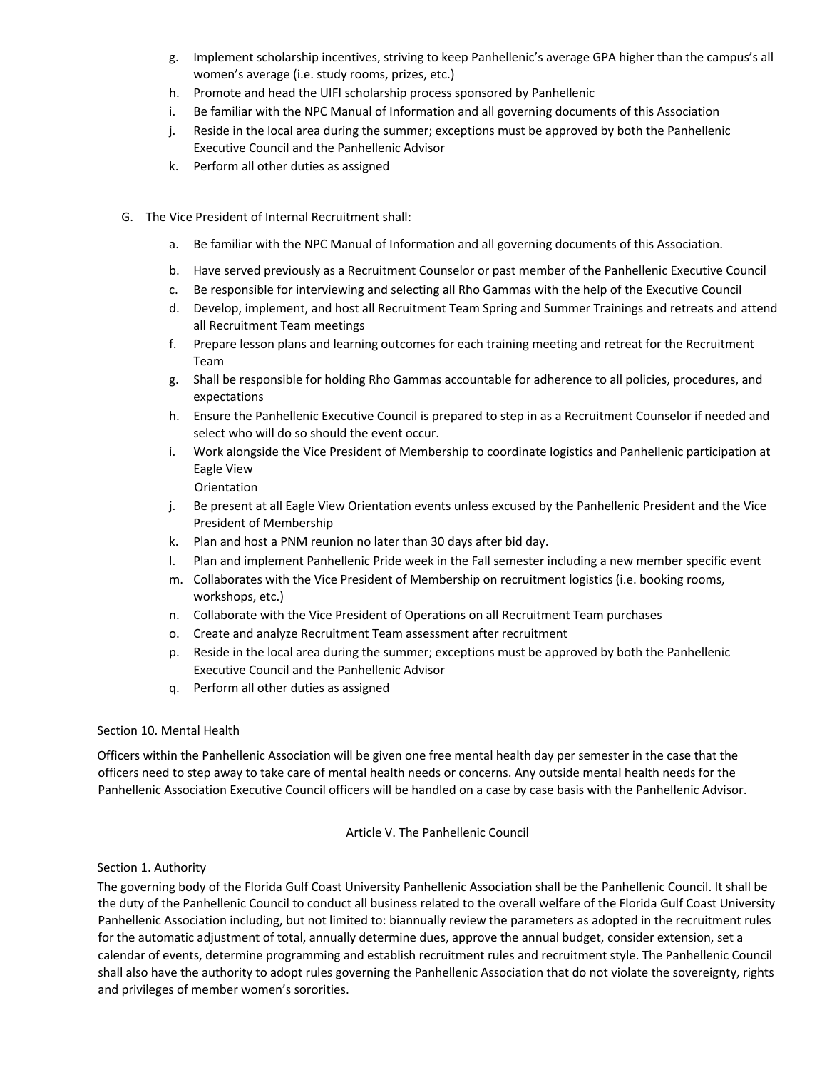g. Implement scholarship incentives, striving to keep Panhellenic's average GPA higher than the campus's all women's average (i.e. study rooms, prizes, etc.)
h. Promote and head the UIFI scholarship process sponsored by Panhellenic
i. Be familiar with the NPC Manual of Information and all governing documents of this Association
j. Reside in the local area during the summer; exceptions must be approved by both the Panhellenic Executive Council and the Panhellenic Advisor
k. Perform all other duties as assigned

G. The Vice President of Internal Recruitment shall:

a. Be familiar with the NPC Manual of Information and all governing documents of this Association.
b. Have served previously as a Recruitment Counselor or past member of the Panhellenic Executive Council
c. Be responsible for interviewing and selecting all Rho Gammas with the help of the Executive Council
d. Develop, implement, and host all Recruitment Team Spring and Summer Trainings and retreats and attend all Recruitment Team meetings
f. Prepare lesson plans and learning outcomes for each training meeting and retreat for the Recruitment Team
g. Shall be responsible for holding Rho Gammas accountable for adherence to all policies, procedures, and expectations
h. Ensure the Panhellenic Executive Council is prepared to step in as a Recruitment Counselor if needed and select who will do so should the event occur.
i. Work alongside the Vice President of Membership to coordinate logistics and Panhellenic participation at Eagle View Orientation
j. Be present at all Eagle View Orientation events unless excused by the Panhellenic President and the Vice President of Membership
k. Plan and host a PNM reunion no later than 30 days after bid day.
l. Plan and implement Panhellenic Pride week in the Fall semester including a new member specific event
m. Collaborates with the Vice President of Membership on recruitment logistics (i.e. booking rooms, workshops, etc.)
n. Collaborate with the Vice President of Operations on all Recruitment Team purchases
o. Create and analyze Recruitment Team assessment after recruitment
p. Reside in the local area during the summer; exceptions must be approved by both the Panhellenic Executive Council and the Panhellenic Advisor
q. Perform all other duties as assigned

Section 10. Mental Health

Officers within the Panhellenic Association will be given one free mental health day per semester in the case that the officers need to step away to take care of mental health needs or concerns. Any outside mental health needs for the Panhellenic Association Executive Council officers will be handled on a case by case basis with the Panhellenic Advisor.

## Article V. The Panhellenic Council

Section 1. Authority

The governing body of the Florida Gulf Coast University Panhellenic Association shall be the Panhellenic Council. It shall be the duty of the Panhellenic Council to conduct all business related to the overall welfare of the Florida Gulf Coast University Panhellenic Association including, but not limited to: biannually review the parameters as adopted in the recruitment rules for the automatic adjustment of total, annually determine dues, approve the annual budget, consider extension, set a calendar of events, determine programming and establish recruitment rules and recruitment style. The Panhellenic Council shall also have the authority to adopt rules governing the Panhellenic Association that do not violate the sovereignty, rights and privileges of member women's sororities.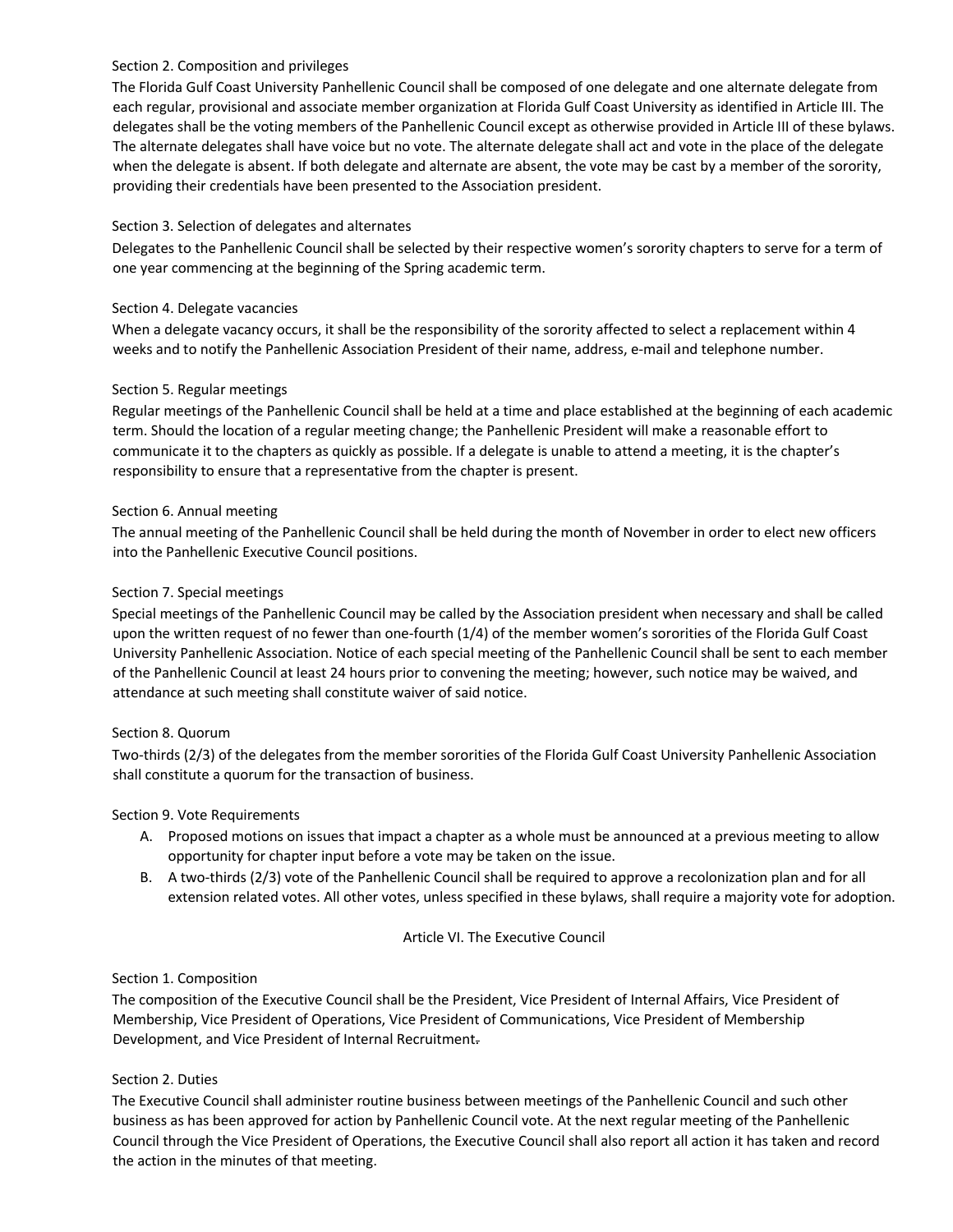Section 2. Composition and privileges

The Florida Gulf Coast University Panhellenic Council shall be composed of one delegate and one alternate delegate from each regular, provisional and associate member organization at Florida Gulf Coast University as identified in Article III. The delegates shall be the voting members of the Panhellenic Council except as otherwise provided in Article III of these bylaws. The alternate delegates shall have voice but no vote. The alternate delegate shall act and vote in the place of the delegate when the delegate is absent. If both delegate and alternate are absent, the vote may be cast by a member of the sorority, providing their credentials have been presented to the Association president.

Section 3. Selection of delegates and alternates

Delegates to the Panhellenic Council shall be selected by their respective women's sorority chapters to serve for a term of one year commencing at the beginning of the Spring academic term.

Section 4. Delegate vacancies

When a delegate vacancy occurs, it shall be the responsibility of the sorority affected to select a replacement within 4 weeks and to notify the Panhellenic Association President of their name, address, e-mail and telephone number.

Section 5. Regular meetings

Regular meetings of the Panhellenic Council shall be held at a time and place established at the beginning of each academic term. Should the location of a regular meeting change; the Panhellenic President will make a reasonable effort to communicate it to the chapters as quickly as possible. If a delegate is unable to attend a meeting, it is the chapter's responsibility to ensure that a representative from the chapter is present.

Section 6. Annual meeting

The annual meeting of the Panhellenic Council shall be held during the month of November in order to elect new officers into the Panhellenic Executive Council positions.

Section 7. Special meetings

Special meetings of the Panhellenic Council may be called by the Association president when necessary and shall be called upon the written request of no fewer than one-fourth (1/4) of the member women's sororities of the Florida Gulf Coast University Panhellenic Association. Notice of each special meeting of the Panhellenic Council shall be sent to each member of the Panhellenic Council at least 24 hours prior to convening the meeting; however, such notice may be waived, and attendance at such meeting shall constitute waiver of said notice.

Section 8. Quorum

Two-thirds (2/3) of the delegates from the member sororities of the Florida Gulf Coast University Panhellenic Association shall constitute a quorum for the transaction of business.

Section 9. Vote Requirements

A. Proposed motions on issues that impact a chapter as a whole must be announced at a previous meeting to allow opportunity for chapter input before a vote may be taken on the issue.
B. A two-thirds (2/3) vote of the Panhellenic Council shall be required to approve a recolonization plan and for all extension related votes. All other votes, unless specified in these bylaws, shall require a majority vote for adoption.

## Article VI. The Executive Council

Section 1. Composition

The composition of the Executive Council shall be the President, Vice President of Internal Affairs, Vice President of Membership, Vice President of Operations, Vice President of Communications, Vice President of Membership Development, and Vice President of Internal Recruitment.

Section 2. Duties

The Executive Council shall administer routine business between meetings of the Panhellenic Council and such other business as has been approved for action by Panhellenic Council vote. At the next regular meeting of the Panhellenic Council through the Vice President of Operations, the Executive Council shall also report all action it has taken and record the action in the minutes of that meeting.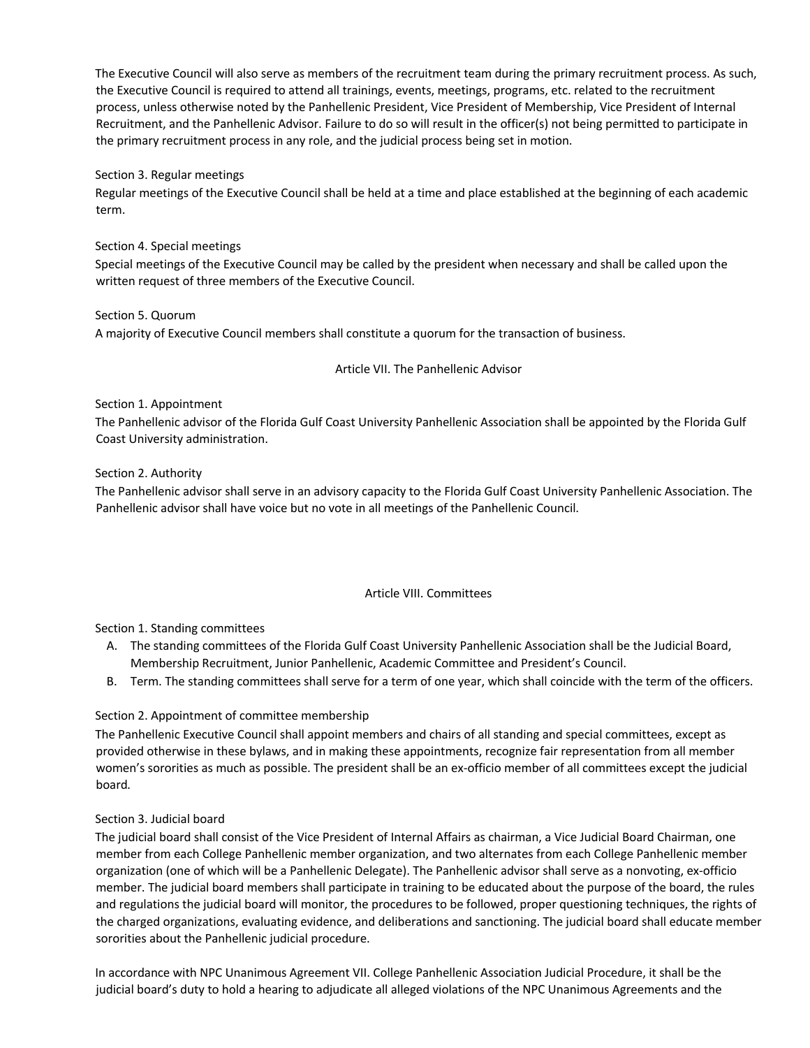The Executive Council will also serve as members of the recruitment team during the primary recruitment process. As such, the Executive Council is required to attend all trainings, events, meetings, programs, etc. related to the recruitment process, unless otherwise noted by the Panhellenic President, Vice President of Membership, Vice President of Internal Recruitment, and the Panhellenic Advisor. Failure to do so will result in the officer(s) not being permitted to participate in the primary recruitment process in any role, and the judicial process being set in motion.

Section 3. Regular meetings
Regular meetings of the Executive Council shall be held at a time and place established at the beginning of each academic term.

Section 4. Special meetings
Special meetings of the Executive Council may be called by the president when necessary and shall be called upon the written request of three members of the Executive Council.

Section 5. Quorum
A majority of Executive Council members shall constitute a quorum for the transaction of business.

## Article VII. The Panhellenic Advisor

Section 1. Appointment
The Panhellenic advisor of the Florida Gulf Coast University Panhellenic Association shall be appointed by the Florida Gulf Coast University administration.

Section 2. Authority
The Panhellenic advisor shall serve in an advisory capacity to the Florida Gulf Coast University Panhellenic Association. The Panhellenic advisor shall have voice but no vote in all meetings of the Panhellenic Council.

## Article VIII. Committees

Section 1. Standing committees

A. The standing committees of the Florida Gulf Coast University Panhellenic Association shall be the Judicial Board, Membership Recruitment, Junior Panhellenic, Academic Committee and President's Council.
B. Term. The standing committees shall serve for a term of one year, which shall coincide with the term of the officers.

Section 2. Appointment of committee membership
The Panhellenic Executive Council shall appoint members and chairs of all standing and special committees, except as provided otherwise in these bylaws, and in making these appointments, recognize fair representation from all member women's sororities as much as possible. The president shall be an ex-officio member of all committees except the judicial board.

Section 3. Judicial board
The judicial board shall consist of the Vice President of Internal Affairs as chairman, a Vice Judicial Board Chairman, one member from each College Panhellenic member organization, and two alternates from each College Panhellenic member organization (one of which will be a Panhellenic Delegate). The Panhellenic advisor shall serve as a nonvoting, ex-officio member. The judicial board members shall participate in training to be educated about the purpose of the board, the rules and regulations the judicial board will monitor, the procedures to be followed, proper questioning techniques, the rights of the charged organizations, evaluating evidence, and deliberations and sanctioning. The judicial board shall educate member sororities about the Panhellenic judicial procedure.

In accordance with NPC Unanimous Agreement VII. College Panhellenic Association Judicial Procedure, it shall be the judicial board's duty to hold a hearing to adjudicate all alleged violations of the NPC Unanimous Agreements and the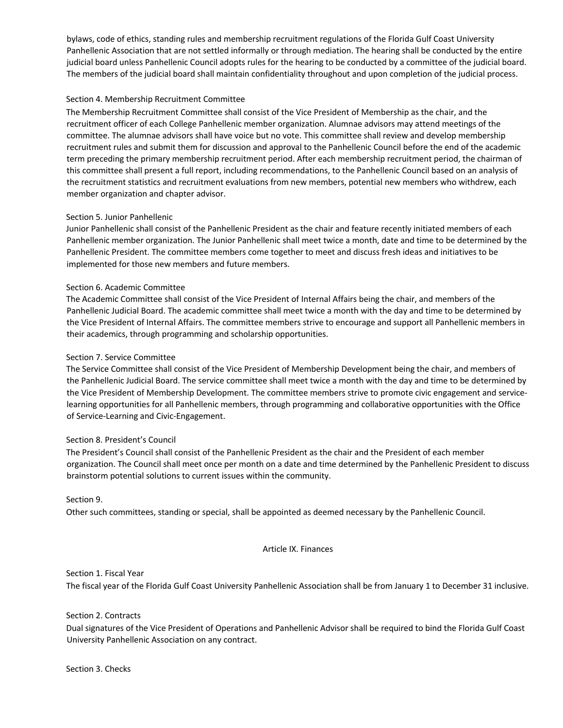bylaws, code of ethics, standing rules and membership recruitment regulations of the Florida Gulf Coast University Panhellenic Association that are not settled informally or through mediation. The hearing shall be conducted by the entire judicial board unless Panhellenic Council adopts rules for the hearing to be conducted by a committee of the judicial board. The members of the judicial board shall maintain confidentiality throughout and upon completion of the judicial process.

Section 4. Membership Recruitment Committee

The Membership Recruitment Committee shall consist of the Vice President of Membership as the chair, and the recruitment officer of each College Panhellenic member organization. Alumnae advisors may attend meetings of the committee. The alumnae advisors shall have voice but no vote. This committee shall review and develop membership recruitment rules and submit them for discussion and approval to the Panhellenic Council before the end of the academic term preceding the primary membership recruitment period. After each membership recruitment period, the chairman of this committee shall present a full report, including recommendations, to the Panhellenic Council based on an analysis of the recruitment statistics and recruitment evaluations from new members, potential new members who withdrew, each member organization and chapter advisor.

Section 5. Junior Panhellenic

Junior Panhellenic shall consist of the Panhellenic President as the chair and feature recently initiated members of each Panhellenic member organization. The Junior Panhellenic shall meet twice a month, date and time to be determined by the Panhellenic President. The committee members come together to meet and discuss fresh ideas and initiatives to be implemented for those new members and future members.

Section 6. Academic Committee

The Academic Committee shall consist of the Vice President of Internal Affairs being the chair, and members of the Panhellenic Judicial Board. The academic committee shall meet twice a month with the day and time to be determined by the Vice President of Internal Affairs. The committee members strive to encourage and support all Panhellenic members in their academics, through programming and scholarship opportunities.

Section 7. Service Committee

The Service Committee shall consist of the Vice President of Membership Development being the chair, and members of the Panhellenic Judicial Board. The service committee shall meet twice a month with the day and time to be determined by the Vice President of Membership Development. The committee members strive to promote civic engagement and service-learning opportunities for all Panhellenic members, through programming and collaborative opportunities with the Office of Service-Learning and Civic-Engagement.

Section 8. President's Council

The President's Council shall consist of the Panhellenic President as the chair and the President of each member organization. The Council shall meet once per month on a date and time determined by the Panhellenic President to discuss brainstorm potential solutions to current issues within the community.

Section 9.

Other such committees, standing or special, shall be appointed as deemed necessary by the Panhellenic Council.

## Article IX. Finances

Section 1. Fiscal Year

The fiscal year of the Florida Gulf Coast University Panhellenic Association shall be from January 1 to December 31 inclusive.

Section 2. Contracts

Dual signatures of the Vice President of Operations and Panhellenic Advisor shall be required to bind the Florida Gulf Coast University Panhellenic Association on any contract.

Section 3. Checks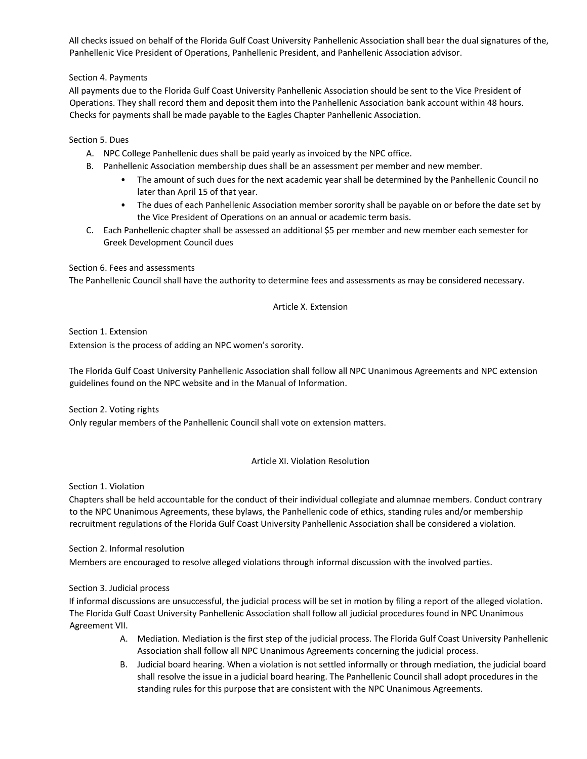All checks issued on behalf of the Florida Gulf Coast University Panhellenic Association shall bear the dual signatures of the, Panhellenic Vice President of Operations, Panhellenic President, and Panhellenic Association advisor.

Section 4. Payments

All payments due to the Florida Gulf Coast University Panhellenic Association should be sent to the Vice President of Operations. They shall record them and deposit them into the Panhellenic Association bank account within 48 hours. Checks for payments shall be made payable to the Eagles Chapter Panhellenic Association.

Section 5. Dues

A. NPC College Panhellenic dues shall be paid yearly as invoiced by the NPC office.
B. Panhellenic Association membership dues shall be an assessment per member and new member.
    - The amount of such dues for the next academic year shall be determined by the Panhellenic Council no later than April 15 of that year.
    - The dues of each Panhellenic Association member sorority shall be payable on or before the date set by the Vice President of Operations on an annual or academic term basis.
C. Each Panhellenic chapter shall be assessed an additional $5 per member and new member each semester for Greek Development Council dues

Section 6. Fees and assessments

The Panhellenic Council shall have the authority to determine fees and assessments as may be considered necessary.

## Article X. Extension

Section 1. Extension

Extension is the process of adding an NPC women's sorority.

The Florida Gulf Coast University Panhellenic Association shall follow all NPC Unanimous Agreements and NPC extension guidelines found on the NPC website and in the Manual of Information.

Section 2. Voting rights

Only regular members of the Panhellenic Council shall vote on extension matters.

## Article XI. Violation Resolution

Section 1. Violation

Chapters shall be held accountable for the conduct of their individual collegiate and alumnae members. Conduct contrary to the NPC Unanimous Agreements, these bylaws, the Panhellenic code of ethics, standing rules and/or membership recruitment regulations of the Florida Gulf Coast University Panhellenic Association shall be considered a violation.

Section 2. Informal resolution

Members are encouraged to resolve alleged violations through informal discussion with the involved parties.

Section 3. Judicial process

If informal discussions are unsuccessful, the judicial process will be set in motion by filing a report of the alleged violation. The Florida Gulf Coast University Panhellenic Association shall follow all judicial procedures found in NPC Unanimous Agreement VII.

A. Mediation. Mediation is the first step of the judicial process. The Florida Gulf Coast University Panhellenic Association shall follow all NPC Unanimous Agreements concerning the judicial process.
B. Judicial board hearing. When a violation is not settled informally or through mediation, the judicial board shall resolve the issue in a judicial board hearing. The Panhellenic Council shall adopt procedures in the standing rules for this purpose that are consistent with the NPC Unanimous Agreements.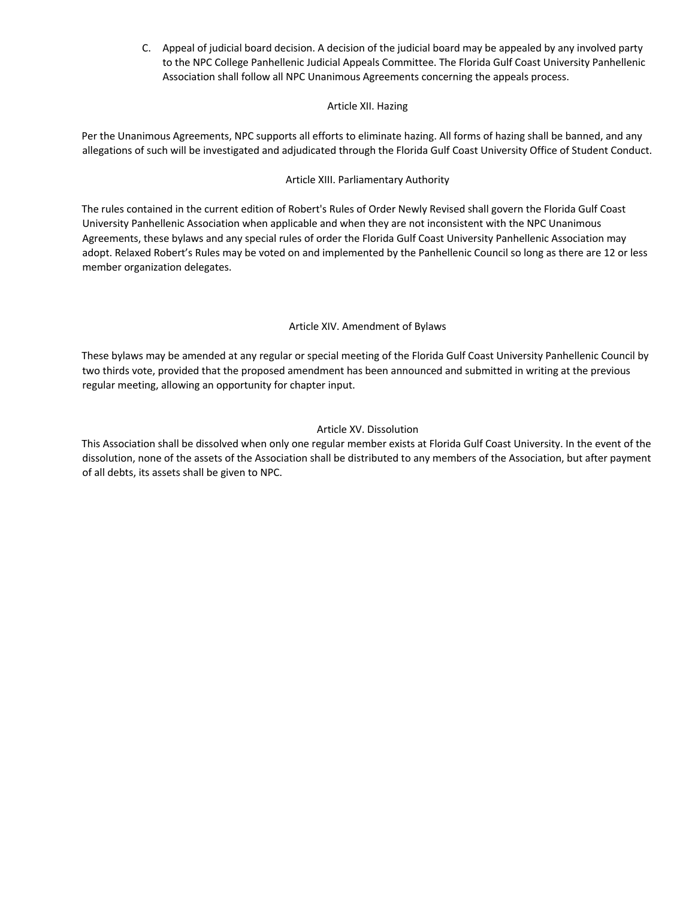C. Appeal of judicial board decision. A decision of the judicial board may be appealed by any involved party to the NPC College Panhellenic Judicial Appeals Committee. The Florida Gulf Coast University Panhellenic Association shall follow all NPC Unanimous Agreements concerning the appeals process.

## Article XII. Hazing

Per the Unanimous Agreements, NPC supports all efforts to eliminate hazing. All forms of hazing shall be banned, and any allegations of such will be investigated and adjudicated through the Florida Gulf Coast University Office of Student Conduct.

## Article XIII. Parliamentary Authority

The rules contained in the current edition of Robert's Rules of Order Newly Revised shall govern the Florida Gulf Coast University Panhellenic Association when applicable and when they are not inconsistent with the NPC Unanimous Agreements, these bylaws and any special rules of order the Florida Gulf Coast University Panhellenic Association may adopt. Relaxed Robert's Rules may be voted on and implemented by the Panhellenic Council so long as there are 12 or less member organization delegates.

## Article XIV. Amendment of Bylaws

These bylaws may be amended at any regular or special meeting of the Florida Gulf Coast University Panhellenic Council by two thirds vote, provided that the proposed amendment has been announced and submitted in writing at the previous regular meeting, allowing an opportunity for chapter input.

## Article XV. Dissolution

This Association shall be dissolved when only one regular member exists at Florida Gulf Coast University. In the event of the dissolution, none of the assets of the Association shall be distributed to any members of the Association, but after payment of all debts, its assets shall be given to NPC.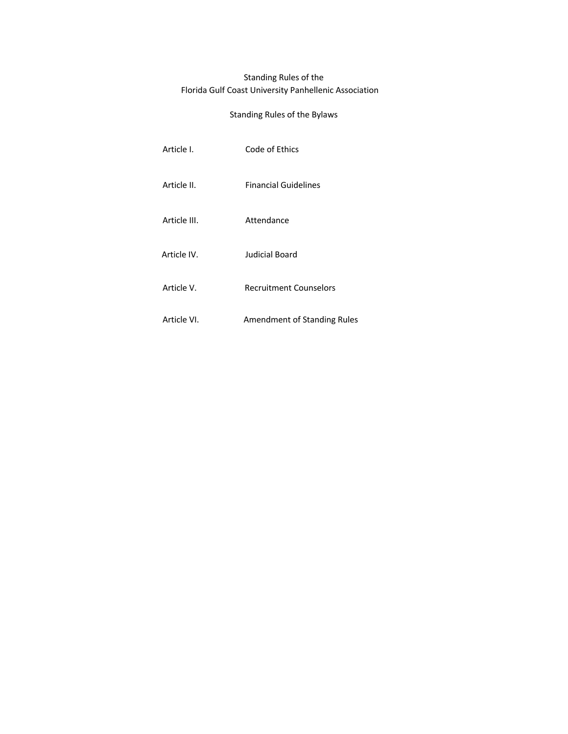# Standing Rules of the Florida Gulf Coast University Panhellenic Association

## Standing Rules of the Bylaws

| | |
|---|---|
| Article I. | Code of Ethics |
| Article II. | Financial Guidelines |
| Article III. | Attendance |
| Article IV. | Judicial Board |
| Article V. | Recruitment Counselors |
| Article VI. | Amendment of Standing Rules |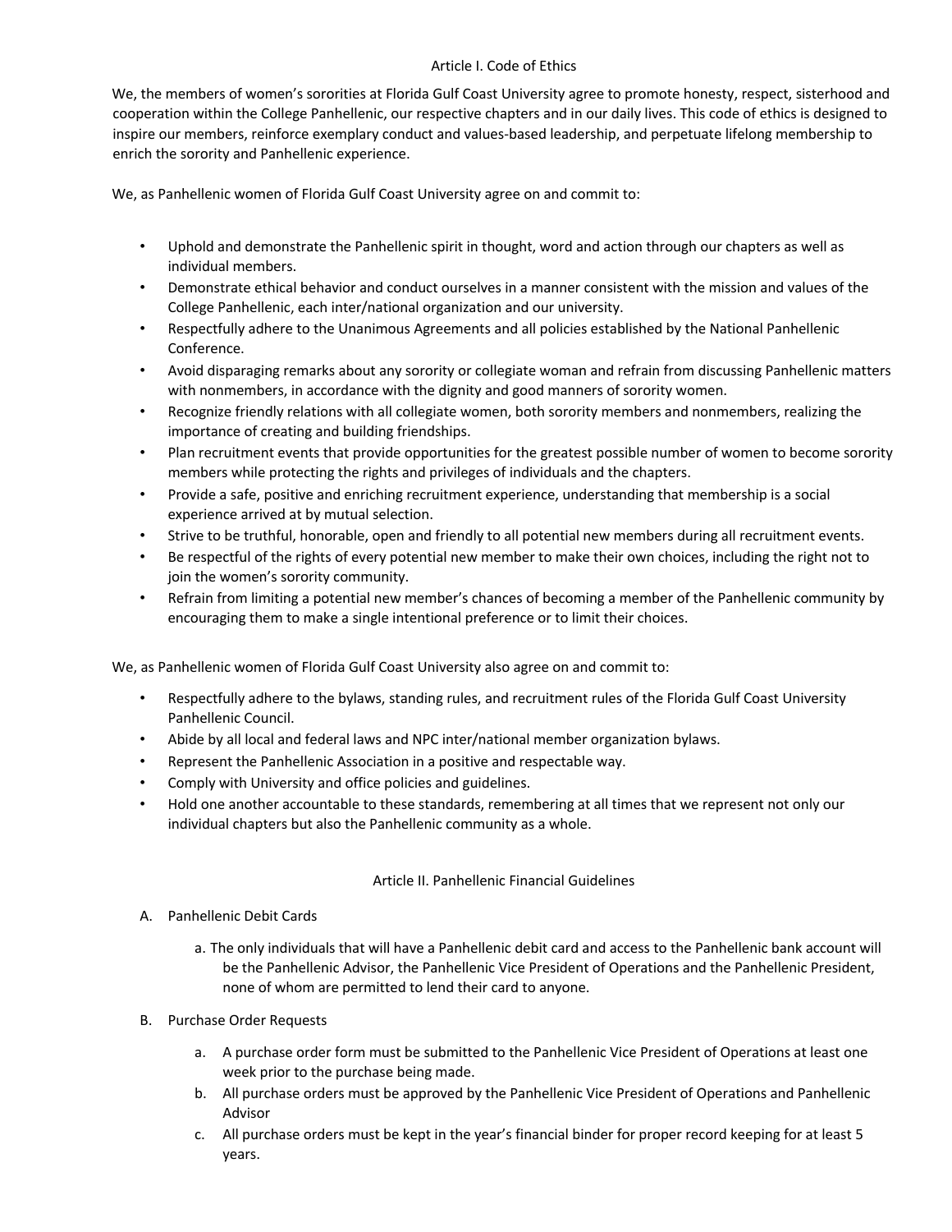## Article I. Code of Ethics

We, the members of women's sororities at Florida Gulf Coast University agree to promote honesty, respect, sisterhood and cooperation within the College Panhellenic, our respective chapters and in our daily lives. This code of ethics is designed to inspire our members, reinforce exemplary conduct and values-based leadership, and perpetuate lifelong membership to enrich the sorority and Panhellenic experience.

We, as Panhellenic women of Florida Gulf Coast University agree on and commit to:

- Uphold and demonstrate the Panhellenic spirit in thought, word and action through our chapters as well as individual members.
- Demonstrate ethical behavior and conduct ourselves in a manner consistent with the mission and values of the College Panhellenic, each inter/national organization and our university.
- Respectfully adhere to the Unanimous Agreements and all policies established by the National Panhellenic Conference.
- Avoid disparaging remarks about any sorority or collegiate woman and refrain from discussing Panhellenic matters with nonmembers, in accordance with the dignity and good manners of sorority women.
- Recognize friendly relations with all collegiate women, both sorority members and nonmembers, realizing the importance of creating and building friendships.
- Plan recruitment events that provide opportunities for the greatest possible number of women to become sorority members while protecting the rights and privileges of individuals and the chapters.
- Provide a safe, positive and enriching recruitment experience, understanding that membership is a social experience arrived at by mutual selection.
- Strive to be truthful, honorable, open and friendly to all potential new members during all recruitment events.
- Be respectful of the rights of every potential new member to make their own choices, including the right not to join the women's sorority community.
- Refrain from limiting a potential new member's chances of becoming a member of the Panhellenic community by encouraging them to make a single intentional preference or to limit their choices.

We, as Panhellenic women of Florida Gulf Coast University also agree on and commit to:

- Respectfully adhere to the bylaws, standing rules, and recruitment rules of the Florida Gulf Coast University Panhellenic Council.
- Abide by all local and federal laws and NPC inter/national member organization bylaws.
- Represent the Panhellenic Association in a positive and respectable way.
- Comply with University and office policies and guidelines.
- Hold one another accountable to these standards, remembering at all times that we represent not only our individual chapters but also the Panhellenic community as a whole.

## Article II. Panhellenic Financial Guidelines

A. Panhellenic Debit Cards

   a. The only individuals that will have a Panhellenic debit card and access to the Panhellenic bank account will be the Panhellenic Advisor, the Panhellenic Vice President of Operations and the Panhellenic President, none of whom are permitted to lend their card to anyone.

B. Purchase Order Requests

   a. A purchase order form must be submitted to the Panhellenic Vice President of Operations at least one week prior to the purchase being made.
   b. All purchase orders must be approved by the Panhellenic Vice President of Operations and Panhellenic Advisor
   c. All purchase orders must be kept in the year's financial binder for proper record keeping for at least 5 years.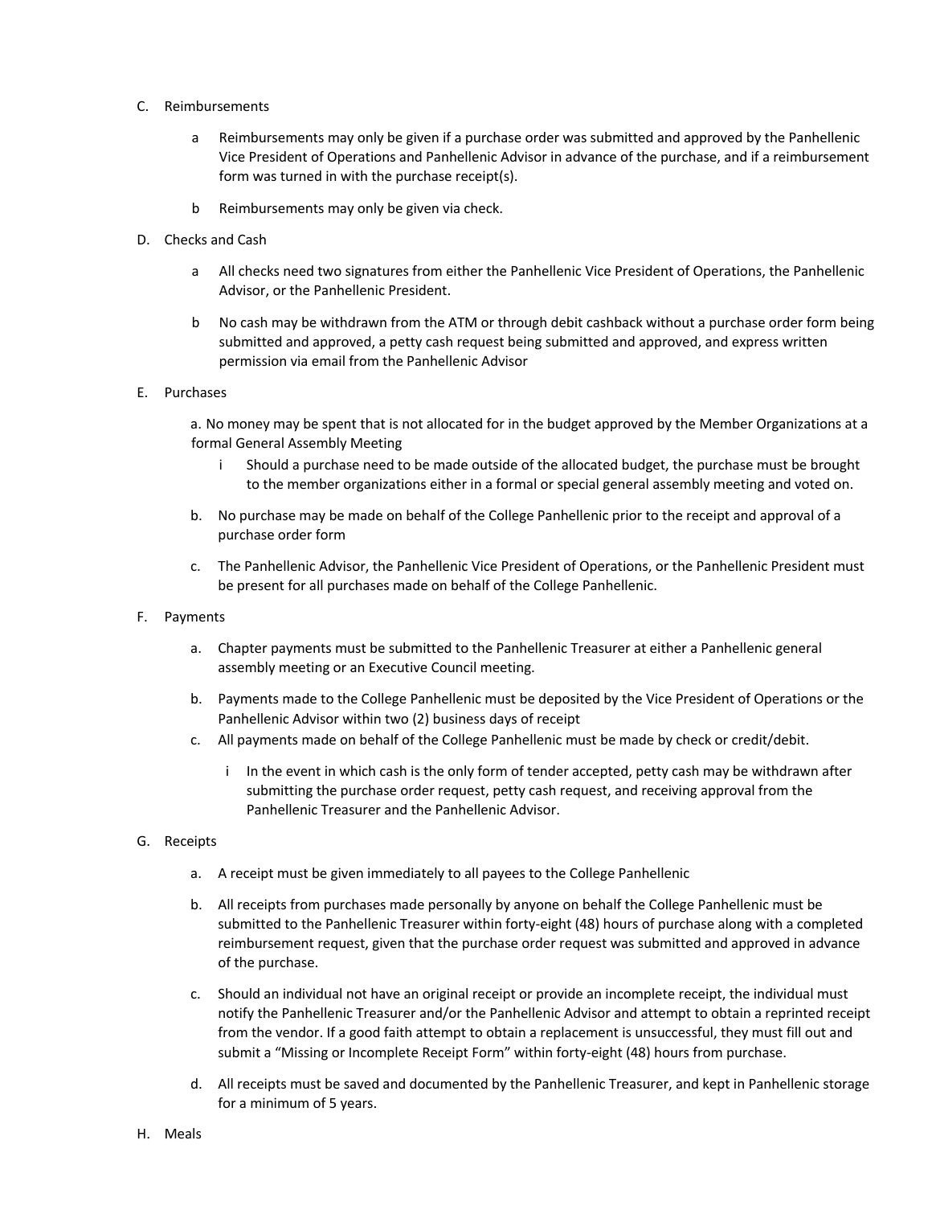C. Reimbursements

   a. Reimbursements may only be given if a purchase order was submitted and approved by the Panhellenic Vice President of Operations and Panhellenic Advisor in advance of the purchase, and if a reimbursement form was turned in with the purchase receipt(s).

   b. Reimbursements may only be given via check.

D. Checks and Cash

   a. All checks need two signatures from either the Panhellenic Vice President of Operations, the Panhellenic Advisor, or the Panhellenic President.

   b. No cash may be withdrawn from the ATM or through debit cashback without a purchase order form being submitted and approved, a petty cash request being submitted and approved, and express written permission via email from the Panhellenic Advisor

E. Purchases

   a. No money may be spent that is not allocated for in the budget approved by the Member Organizations at a formal General Assembly Meeting

      i. Should a purchase need to be made outside of the allocated budget, the purchase must be brought to the member organizations either in a formal or special general assembly meeting and voted on.

   b. No purchase may be made on behalf of the College Panhellenic prior to the receipt and approval of a purchase order form

   c. The Panhellenic Advisor, the Panhellenic Vice President of Operations, or the Panhellenic President must be present for all purchases made on behalf of the College Panhellenic.

F. Payments

   a. Chapter payments must be submitted to the Panhellenic Treasurer at either a Panhellenic general assembly meeting or an Executive Council meeting.

   b. Payments made to the College Panhellenic must be deposited by the Vice President of Operations or the Panhellenic Advisor within two (2) business days of receipt

   c. All payments made on behalf of the College Panhellenic must be made by check or credit/debit.

      i. In the event in which cash is the only form of tender accepted, petty cash may be withdrawn after submitting the purchase order request, petty cash request, and receiving approval from the Panhellenic Treasurer and the Panhellenic Advisor.

G. Receipts

   a. A receipt must be given immediately to all payees to the College Panhellenic

   b. All receipts from purchases made personally by anyone on behalf the College Panhellenic must be submitted to the Panhellenic Treasurer within forty-eight (48) hours of purchase along with a completed reimbursement request, given that the purchase order request was submitted and approved in advance of the purchase.

   c. Should an individual not have an original receipt or provide an incomplete receipt, the individual must notify the Panhellenic Treasurer and/or the Panhellenic Advisor and attempt to obtain a reprinted receipt from the vendor. If a good faith attempt to obtain a replacement is unsuccessful, they must fill out and submit a "Missing or Incomplete Receipt Form" within forty-eight (48) hours from purchase.

   d. All receipts must be saved and documented by the Panhellenic Treasurer, and kept in Panhellenic storage for a minimum of 5 years.

H. Meals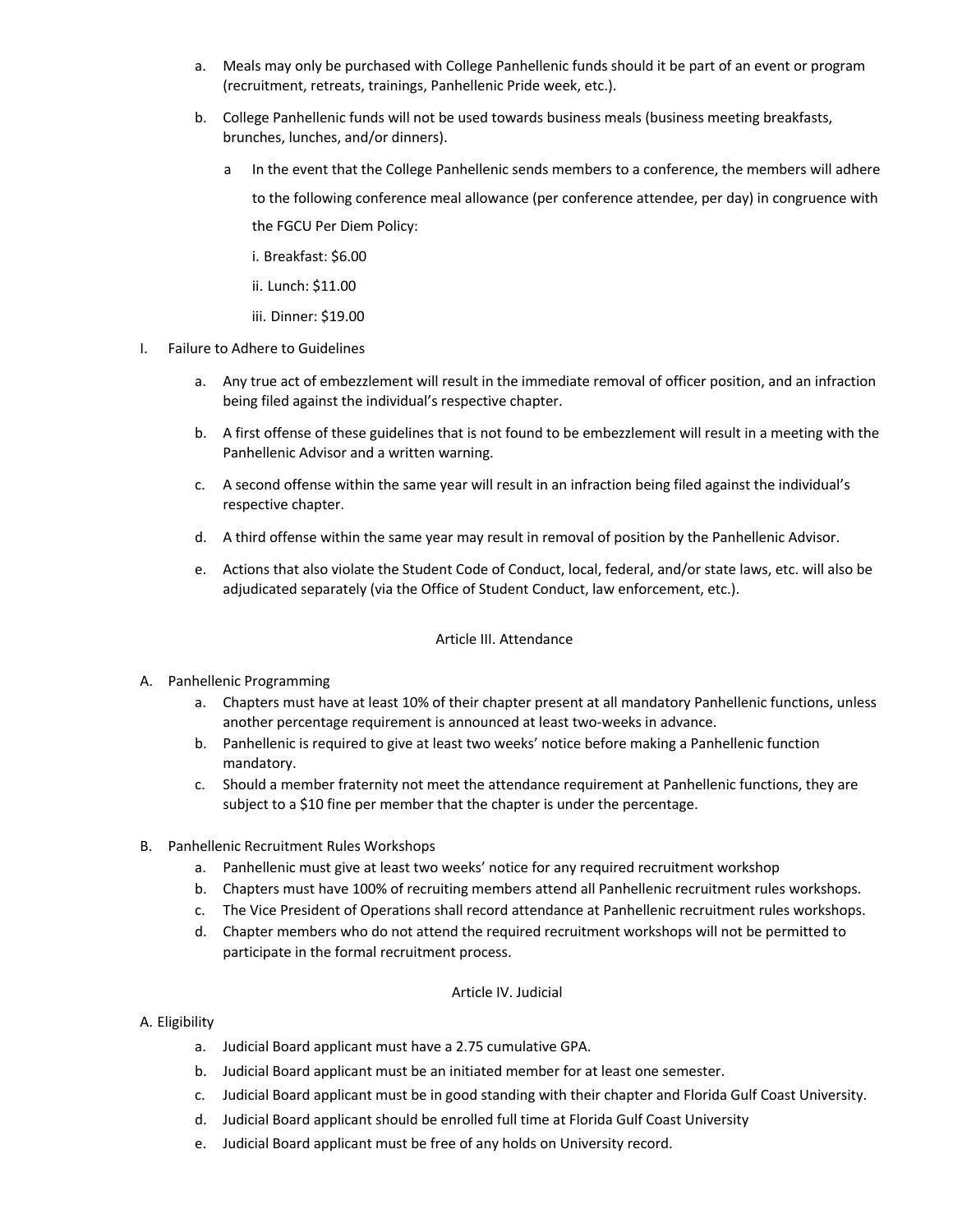a. Meals may only be purchased with College Panhellenic funds should it be part of an event or program (recruitment, retreats, trainings, Panhellenic Pride week, etc.).

b. College Panhellenic funds will not be used towards business meals (business meeting breakfasts, brunches, lunches, and/or dinners).

   a In the event that the College Panhellenic sends members to a conference, the members will adhere to the following conference meal allowance (per conference attendee, per day) in congruence with the FGCU Per Diem Policy:

   i. Breakfast: $6.00

   ii. Lunch: $11.00

   iii. Dinner: $19.00

I. Failure to Adhere to Guidelines

a. Any true act of embezzlement will result in the immediate removal of officer position, and an infraction being filed against the individual's respective chapter.

b. A first offense of these guidelines that is not found to be embezzlement will result in a meeting with the Panhellenic Advisor and a written warning.

c. A second offense within the same year will result in an infraction being filed against the individual's respective chapter.

d. A third offense within the same year may result in removal of position by the Panhellenic Advisor.

e. Actions that also violate the Student Code of Conduct, local, federal, and/or state laws, etc. will also be adjudicated separately (via the Office of Student Conduct, law enforcement, etc.).

## Article III. Attendance

A. Panhellenic Programming

a. Chapters must have at least 10% of their chapter present at all mandatory Panhellenic functions, unless another percentage requirement is announced at least two-weeks in advance.

b. Panhellenic is required to give at least two weeks' notice before making a Panhellenic function mandatory.

c. Should a member fraternity not meet the attendance requirement at Panhellenic functions, they are subject to a $10 fine per member that the chapter is under the percentage.

B. Panhellenic Recruitment Rules Workshops

a. Panhellenic must give at least two weeks' notice for any required recruitment workshop

b. Chapters must have 100% of recruiting members attend all Panhellenic recruitment rules workshops.

c. The Vice President of Operations shall record attendance at Panhellenic recruitment rules workshops.

d. Chapter members who do not attend the required recruitment workshops will not be permitted to participate in the formal recruitment process.

## Article IV. Judicial

A. Eligibility

a. Judicial Board applicant must have a 2.75 cumulative GPA.

b. Judicial Board applicant must be an initiated member for at least one semester.

c. Judicial Board applicant must be in good standing with their chapter and Florida Gulf Coast University.

d. Judicial Board applicant should be enrolled full time at Florida Gulf Coast University

e. Judicial Board applicant must be free of any holds on University record.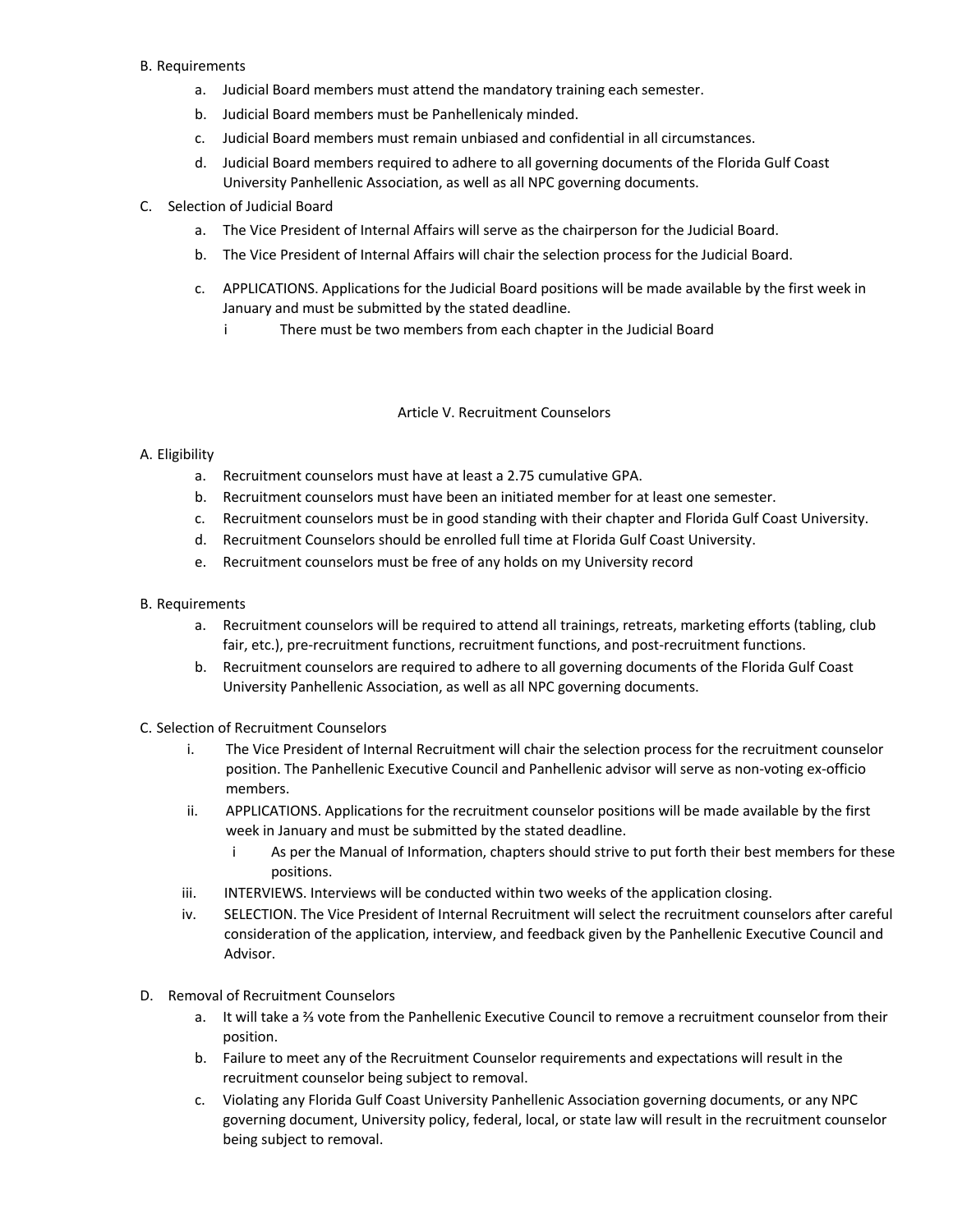B. Requirements

a. Judicial Board members must attend the mandatory training each semester.
b. Judicial Board members must be Panhellenicaly minded.
c. Judicial Board members must remain unbiased and confidential in all circumstances.
d. Judicial Board members required to adhere to all governing documents of the Florida Gulf Coast University Panhellenic Association, as well as all NPC governing documents.

C. Selection of Judicial Board

a. The Vice President of Internal Affairs will serve as the chairperson for the Judicial Board.
b. The Vice President of Internal Affairs will chair the selection process for the Judicial Board.
c. APPLICATIONS. Applications for the Judicial Board positions will be made available by the first week in January and must be submitted by the stated deadline.
   i There must be two members from each chapter in the Judicial Board

## Article V. Recruitment Counselors

A. Eligibility

a. Recruitment counselors must have at least a 2.75 cumulative GPA.
b. Recruitment counselors must have been an initiated member for at least one semester.
c. Recruitment counselors must be in good standing with their chapter and Florida Gulf Coast University.
d. Recruitment Counselors should be enrolled full time at Florida Gulf Coast University.
e. Recruitment counselors must be free of any holds on my University record

B. Requirements

a. Recruitment counselors will be required to attend all trainings, retreats, marketing efforts (tabling, club fair, etc.), pre-recruitment functions, recruitment functions, and post-recruitment functions.
b. Recruitment counselors are required to adhere to all governing documents of the Florida Gulf Coast University Panhellenic Association, as well as all NPC governing documents.

C. Selection of Recruitment Counselors

i. The Vice President of Internal Recruitment will chair the selection process for the recruitment counselor position. The Panhellenic Executive Council and Panhellenic advisor will serve as non-voting ex-officio members.
ii. APPLICATIONS. Applications for the recruitment counselor positions will be made available by the first week in January and must be submitted by the stated deadline.
   i As per the Manual of Information, chapters should strive to put forth their best members for these positions.
iii. INTERVIEWS. Interviews will be conducted within two weeks of the application closing.
iv. SELECTION. The Vice President of Internal Recruitment will select the recruitment counselors after careful consideration of the application, interview, and feedback given by the Panhellenic Executive Council and Advisor.

D. Removal of Recruitment Counselors

a. It will take a ⅔ vote from the Panhellenic Executive Council to remove a recruitment counselor from their position.
b. Failure to meet any of the Recruitment Counselor requirements and expectations will result in the recruitment counselor being subject to removal.
c. Violating any Florida Gulf Coast University Panhellenic Association governing documents, or any NPC governing document, University policy, federal, local, or state law will result in the recruitment counselor being subject to removal.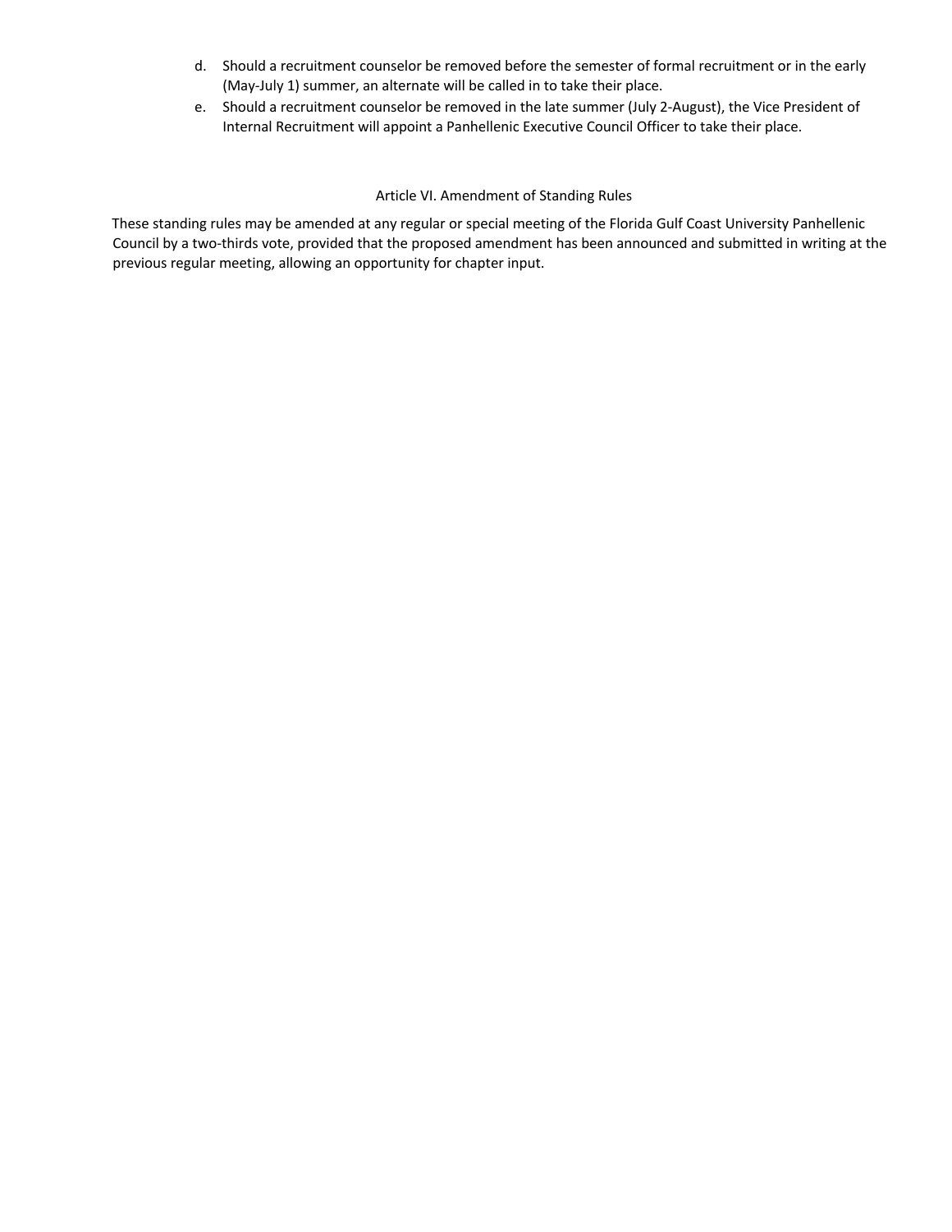d. Should a recruitment counselor be removed before the semester of formal recruitment or in the early (May-July 1) summer, an alternate will be called in to take their place.
e. Should a recruitment counselor be removed in the late summer (July 2-August), the Vice President of Internal Recruitment will appoint a Panhellenic Executive Council Officer to take their place.

## Article VI. Amendment of Standing Rules

These standing rules may be amended at any regular or special meeting of the Florida Gulf Coast University Panhellenic Council by a two-thirds vote, provided that the proposed amendment has been announced and submitted in writing at the previous regular meeting, allowing an opportunity for chapter input.